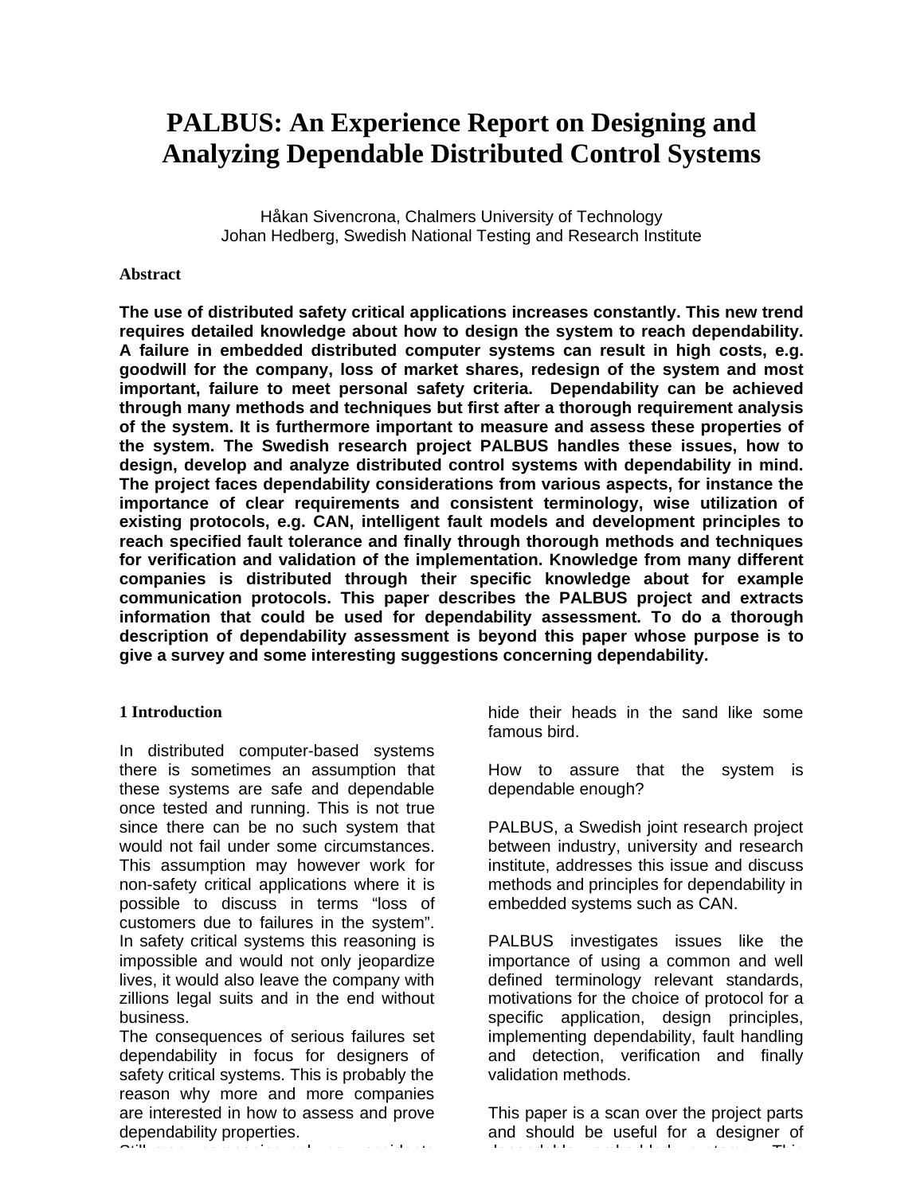# PALBUS: An Experience Report on Designing and Analyzing Dependable Distributed Control Systems

Håkan Sivencrona, Chalmers University of Technology
Johan Hedberg, Swedish National Testing and Research Institute

**Abstract**

**The use of distributed safety critical applications increases constantly. This new trend requires detailed knowledge about how to design the system to reach dependability. A failure in embedded distributed computer systems can result in high costs, e.g. goodwill for the company, loss of market shares, redesign of the system and most important, failure to meet personal safety criteria. Dependability can be achieved through many methods and techniques but first after a thorough requirement analysis of the system. It is furthermore important to measure and assess these properties of the system. The Swedish research project PALBUS handles these issues, how to design, develop and analyze distributed control systems with dependability in mind. The project faces dependability considerations from various aspects, for instance the importance of clear requirements and consistent terminology, wise utilization of existing protocols, e.g. CAN, intelligent fault models and development principles to reach specified fault tolerance and finally through thorough methods and techniques for verification and validation of the implementation. Knowledge from many different companies is distributed through their specific knowledge about for example communication protocols. This paper describes the PALBUS project and extracts information that could be used for dependability assessment. To do a thorough description of dependability assessment is beyond this paper whose purpose is to give a survey and some interesting suggestions concerning dependability.**

## 1 Introduction

In distributed computer-based systems there is sometimes an assumption that these systems are safe and dependable once tested and running. This is not true since there can be no such system that would not fail under some circumstances. This assumption may however work for non-safety critical applications where it is possible to discuss in terms "loss of customers due to failures in the system". In safety critical systems this reasoning is impossible and would not only jeopardize lives, it would also leave the company with zillions legal suits and in the end without business.

The consequences of serious failures set dependability in focus for designers of safety critical systems. This is probably the reason why more and more companies are interested in how to assess and prove dependability properties.

Still many companies and many accidents hide their heads in the sand like some famous bird.

How to assure that the system is dependable enough?

PALBUS, a Swedish joint research project between industry, university and research institute, addresses this issue and discuss methods and principles for dependability in embedded systems such as CAN.

PALBUS investigates issues like the importance of using a common and well defined terminology relevant standards, motivations for the choice of protocol for a specific application, design principles, implementing dependability, fault handling and detection, verification and finally validation methods.

This paper is a scan over the project parts and should be useful for a designer of dependable embedded systems. This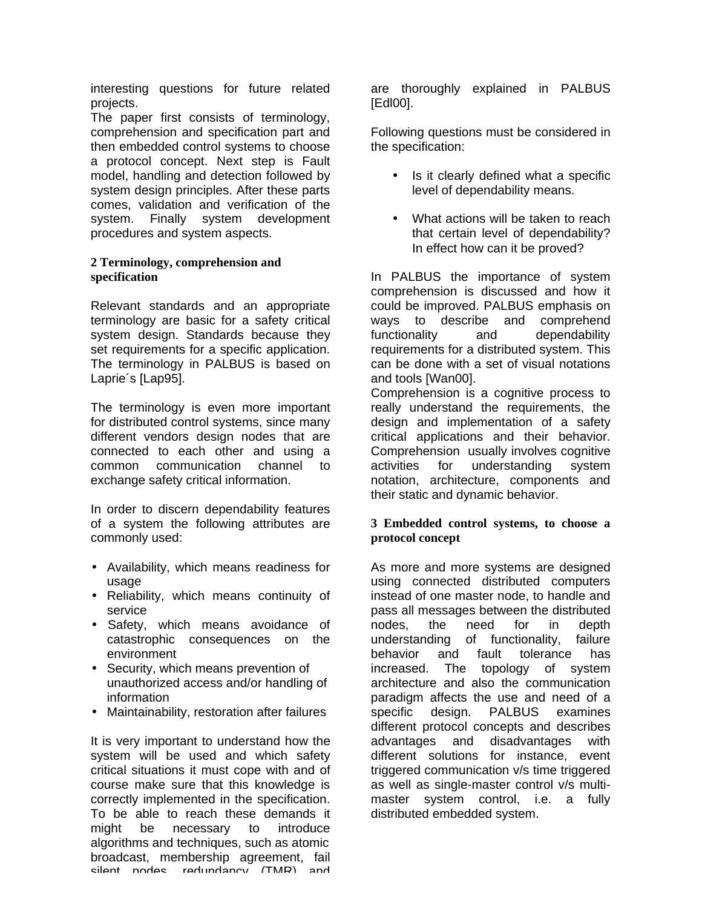interesting questions for future related projects.

The paper first consists of terminology, comprehension and specification part and then embedded control systems to choose a protocol concept. Next step is Fault model, handling and detection followed by system design principles. After these parts comes, validation and verification of the system. Finally system development procedures and system aspects.

## 2 Terminology, comprehension and specification

Relevant standards and an appropriate terminology are basic for a safety critical system design. Standards because they set requirements for a specific application. The terminology in PALBUS is based on Laprie´s [Lap95].

The terminology is even more important for distributed control systems, since many different vendors design nodes that are connected to each other and using a common communication channel to exchange safety critical information.

In order to discern dependability features of a system the following attributes are commonly used:

- Availability, which means readiness for usage
- Reliability, which means continuity of service
- Safety, which means avoidance of catastrophic consequences on the environment
- Security, which means prevention of unauthorized access and/or handling of information
- Maintainability, restoration after failures

It is very important to understand how the system will be used and which safety critical situations it must cope with and of course make sure that this knowledge is correctly implemented in the specification. To be able to reach these demands it might be necessary to introduce algorithms and techniques, such as atomic broadcast, membership agreement, fail silent nodes, redundancy (TMR) and are thoroughly explained in PALBUS [Edl00].

Following questions must be considered in the specification:

- Is it clearly defined what a specific level of dependability means.
- What actions will be taken to reach that certain level of dependability? In effect how can it be proved?

In PALBUS the importance of system comprehension is discussed and how it could be improved. PALBUS emphasis on ways to describe and comprehend functionality and dependability requirements for a distributed system. This can be done with a set of visual notations and tools [Wan00].

Comprehension is a cognitive process to really understand the requirements, the design and implementation of a safety critical applications and their behavior. Comprehension usually involves cognitive activities for understanding system notation, architecture, components and their static and dynamic behavior.

## 3 Embedded control systems, to choose a protocol concept

As more and more systems are designed using connected distributed computers instead of one master node, to handle and pass all messages between the distributed nodes, the need for in depth understanding of functionality, failure behavior and fault tolerance has increased. The topology of system architecture and also the communication paradigm affects the use and need of a specific design. PALBUS examines different protocol concepts and describes advantages and disadvantages with different solutions for instance, event triggered communication v/s time triggered as well as single-master control v/s multi-master system control, i.e. a fully distributed embedded system.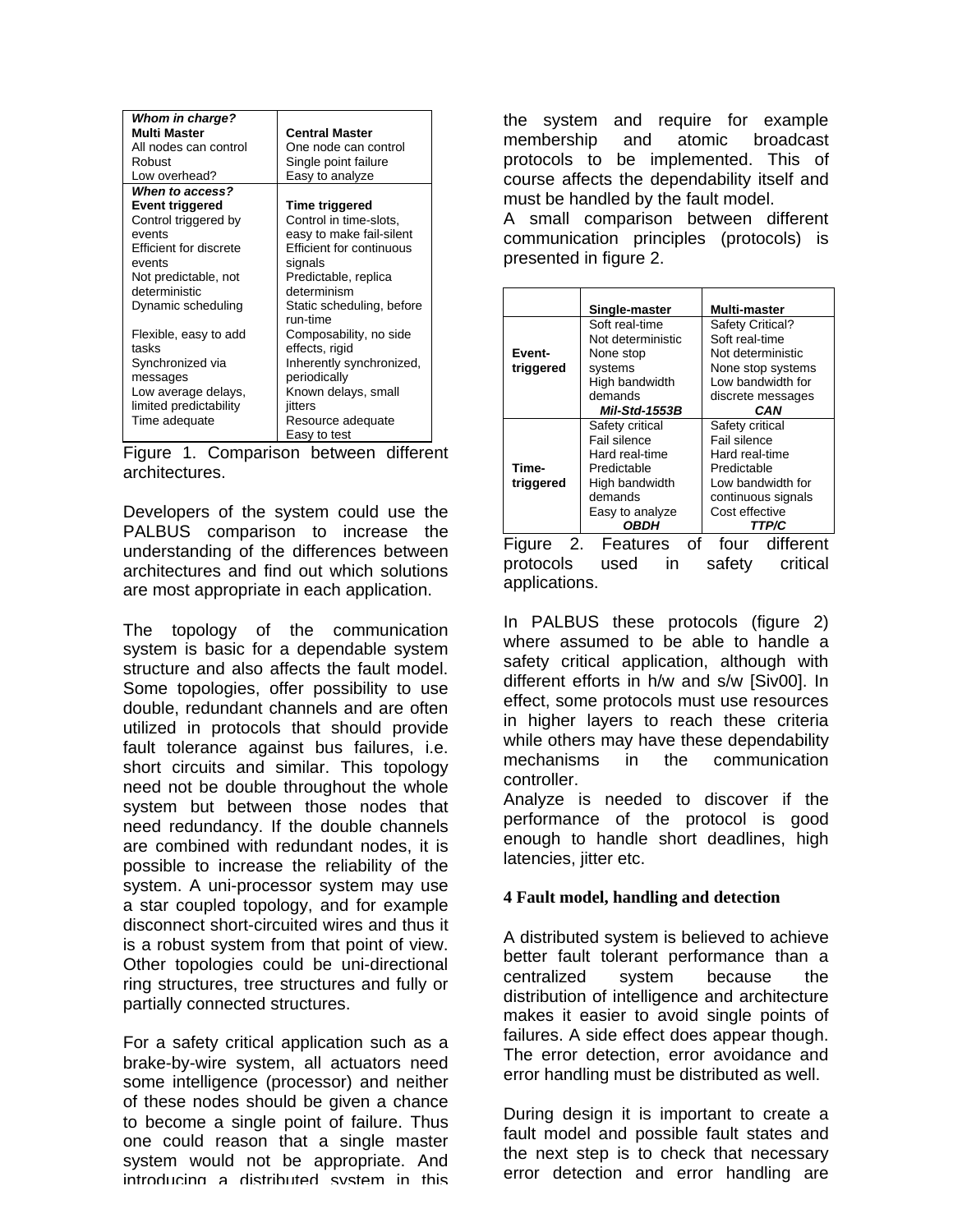| *Whom in charge?* | |
|---|---|
| **Multi Master** | **Central Master** |
| All nodes can control | One node can control |
| Robust | Single point failure |
| Low overhead? | Easy to analyze |
| ***When to access?*** | |
| **Event triggered** | **Time triggered** |
| Control triggered by events | Control in time-slots, easy to make fail-silent |
| Efficient for discrete events | Efficient for continuous signals |
| Not predictable, not deterministic | Predictable, replica determinism |
| Dynamic scheduling | Static scheduling, before run-time |
| Flexible, easy to add tasks | Composability, no side effects, rigid |
| Synchronized via messages | Inherently synchronized, periodically |
| Low average delays, limited predictability | Known delays, small jitters |
| Time adequate | Resource adequate<br>Easy to test |

Figure 1. Comparison between different architectures.

Developers of the system could use the PALBUS comparison to increase the understanding of the differences between architectures and find out which solutions are most appropriate in each application.

The topology of the communication system is basic for a dependable system structure and also affects the fault model. Some topologies, offer possibility to use double, redundant channels and are often utilized in protocols that should provide fault tolerance against bus failures, i.e. short circuits and similar. This topology need not be double throughout the whole system but between those nodes that need redundancy. If the double channels are combined with redundant nodes, it is possible to increase the reliability of the system. A uni-processor system may use a star coupled topology, and for example disconnect short-circuited wires and thus it is a robust system from that point of view. Other topologies could be uni-directional ring structures, tree structures and fully or partially connected structures.

For a safety critical application such as a brake-by-wire system, all actuators need some intelligence (processor) and neither of these nodes should be given a chance to become a single point of failure. Thus one could reason that a single master system would not be appropriate. And introducing a distributed system in this the system and require for example membership and atomic broadcast protocols to be implemented. This of course affects the dependability itself and must be handled by the fault model.

A small comparison between different communication principles (protocols) is presented in figure 2.

| | **Single-master** | **Multi-master** |
|---|---|---|
| **Event-triggered** | Soft real-time<br>Not deterministic<br>None stop systems<br>High bandwidth demands<br>***Mil-Std-1553B*** | Safety Critical?<br>Soft real-time<br>Not deterministic<br>None stop systems<br>Low bandwidth for discrete messages<br>***CAN*** |
| **Time-triggered** | Safety critical<br>Fail silence<br>Hard real-time<br>Predictable<br>High bandwidth demands<br>Easy to analyze<br>***OBDH*** | Safety critical<br>Fail silence<br>Hard real-time<br>Predictable<br>Low bandwidth for continuous signals<br>Cost effective<br>***TTP/C*** |

Figure 2. Features of four different protocols used in safety critical applications.

In PALBUS these protocols (figure 2) where assumed to be able to handle a safety critical application, although with different efforts in h/w and s/w [Siv00]. In effect, some protocols must use resources in higher layers to reach these criteria while others may have these dependability mechanisms in the communication controller.

Analyze is needed to discover if the performance of the protocol is good enough to handle short deadlines, high latencies, jitter etc.

## 4 Fault model, handling and detection

A distributed system is believed to achieve better fault tolerant performance than a centralized system because the distribution of intelligence and architecture makes it easier to avoid single points of failures. A side effect does appear though. The error detection, error avoidance and error handling must be distributed as well.

During design it is important to create a fault model and possible fault states and the next step is to check that necessary error detection and error handling are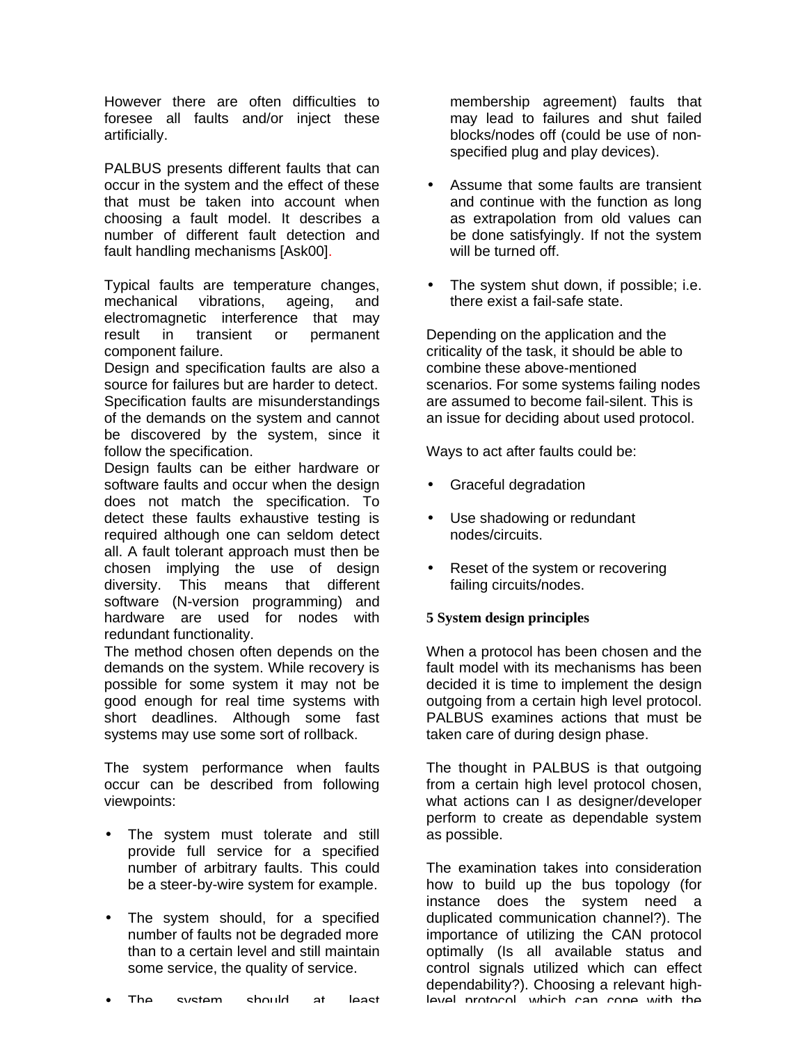However there are often difficulties to foresee all faults and/or inject these artificially.

PALBUS presents different faults that can occur in the system and the effect of these that must be taken into account when choosing a fault model. It describes a number of different fault detection and fault handling mechanisms [Ask00].

Typical faults are temperature changes, mechanical vibrations, ageing, and electromagnetic interference that may result in transient or permanent component failure.
Design and specification faults are also a source for failures but are harder to detect. Specification faults are misunderstandings of the demands on the system and cannot be discovered by the system, since it follow the specification.
Design faults can be either hardware or software faults and occur when the design does not match the specification. To detect these faults exhaustive testing is required although one can seldom detect all. A fault tolerant approach must then be chosen implying the use of design diversity. This means that different software (N-version programming) and hardware are used for nodes with redundant functionality.
The method chosen often depends on the demands on the system. While recovery is possible for some system it may not be good enough for real time systems with short deadlines. Although some fast systems may use some sort of rollback.

The system performance when faults occur can be described from following viewpoints:

- The system must tolerate and still provide full service for a specified number of arbitrary faults. This could be a steer-by-wire system for example.
- The system should, for a specified number of faults not be degraded more than to a certain level and still maintain some service, the quality of service.
- The system should at least membership agreement) faults that may lead to failures and shut failed blocks/nodes off (could be use of non-specified plug and play devices).
- Assume that some faults are transient and continue with the function as long as extrapolation from old values can be done satisfyingly. If not the system will be turned off.
- The system shut down, if possible; i.e. there exist a fail-safe state.

Depending on the application and the criticality of the task, it should be able to combine these above-mentioned scenarios. For some systems failing nodes are assumed to become fail-silent. This is an issue for deciding about used protocol.

Ways to act after faults could be:

- Graceful degradation
- Use shadowing or redundant nodes/circuits.
- Reset of the system or recovering failing circuits/nodes.

## 5 System design principles

When a protocol has been chosen and the fault model with its mechanisms has been decided it is time to implement the design outgoing from a certain high level protocol. PALBUS examines actions that must be taken care of during design phase.

The thought in PALBUS is that outgoing from a certain high level protocol chosen, what actions can I as designer/developer perform to create as dependable system as possible.

The examination takes into consideration how to build up the bus topology (for instance does the system need a duplicated communication channel?). The importance of utilizing the CAN protocol optimally (Is all available status and control signals utilized which can effect dependability?). Choosing a relevant high-level protocol, which can cope with the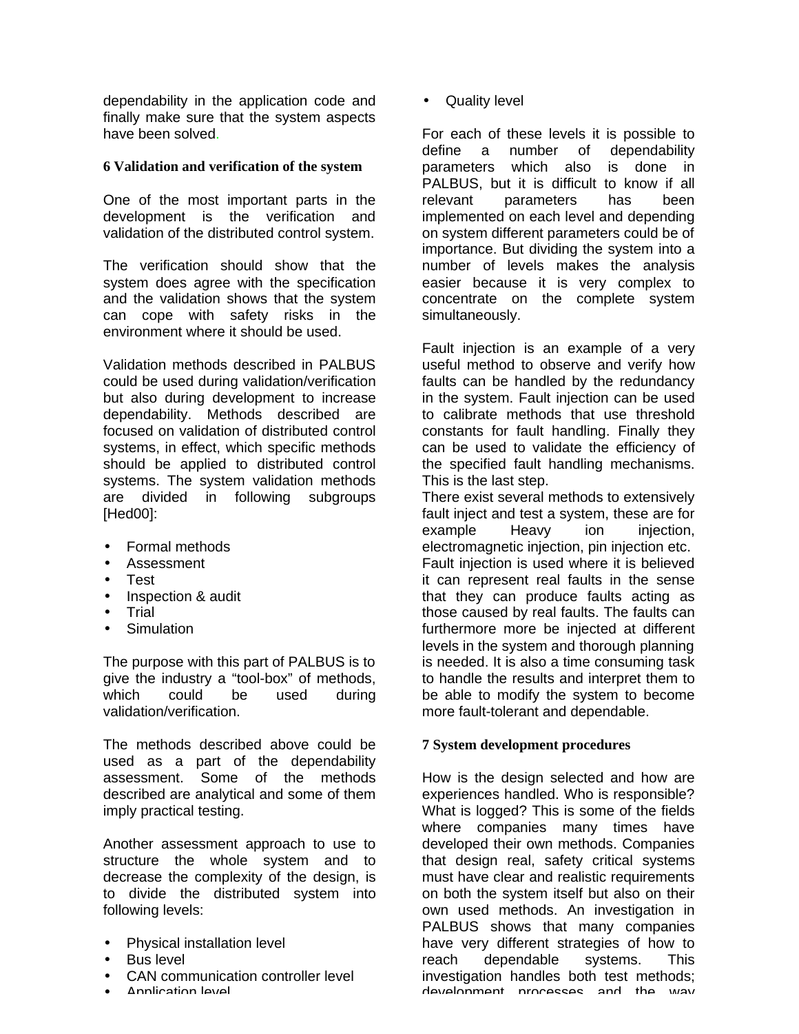dependability in the application code and finally make sure that the system aspects have been solved.

## 6 Validation and verification of the system

One of the most important parts in the development is the verification and validation of the distributed control system.

The verification should show that the system does agree with the specification and the validation shows that the system can cope with safety risks in the environment where it should be used.

Validation methods described in PALBUS could be used during validation/verification but also during development to increase dependability. Methods described are focused on validation of distributed control systems, in effect, which specific methods should be applied to distributed control systems. The system validation methods are divided in following subgroups [Hed00]:

- Formal methods
- Assessment
- Test
- Inspection & audit
- Trial
- Simulation

The purpose with this part of PALBUS is to give the industry a “tool-box” of methods, which could be used during validation/verification.

The methods described above could be used as a part of the dependability assessment. Some of the methods described are analytical and some of them imply practical testing.

Another assessment approach to use to structure the whole system and to decrease the complexity of the design, is to divide the distributed system into following levels:

- Physical installation level
- Bus level
- CAN communication controller level
- Application level
- Quality level

For each of these levels it is possible to define a number of dependability parameters which also is done in PALBUS, but it is difficult to know if all relevant parameters has been implemented on each level and depending on system different parameters could be of importance. But dividing the system into a number of levels makes the analysis easier because it is very complex to concentrate on the complete system simultaneously.

Fault injection is an example of a very useful method to observe and verify how faults can be handled by the redundancy in the system. Fault injection can be used to calibrate methods that use threshold constants for fault handling. Finally they can be used to validate the efficiency of the specified fault handling mechanisms. This is the last step.
There exist several methods to extensively fault inject and test a system, these are for example Heavy ion injection, electromagnetic injection, pin injection etc. Fault injection is used where it is believed it can represent real faults in the sense that they can produce faults acting as those caused by real faults. The faults can furthermore more be injected at different levels in the system and thorough planning is needed. It is also a time consuming task to handle the results and interpret them to be able to modify the system to become more fault-tolerant and dependable.

## 7 System development procedures

How is the design selected and how are experiences handled. Who is responsible? What is logged? This is some of the fields where companies many times have developed their own methods. Companies that design real, safety critical systems must have clear and realistic requirements on both the system itself but also on their own used methods. An investigation in PALBUS shows that many companies have very different strategies of how to reach dependable systems. This investigation handles both test methods; development processes and the way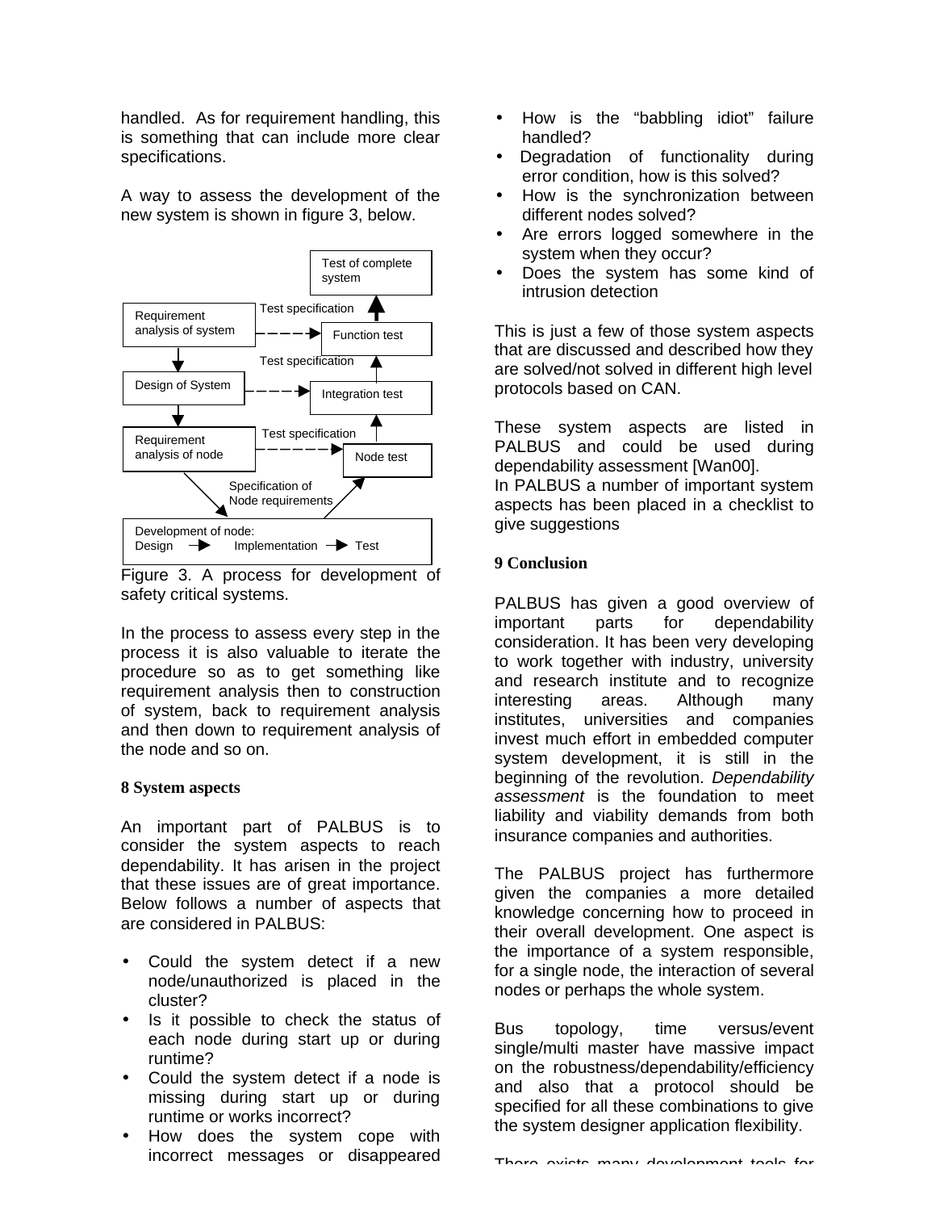handled. As for requirement handling, this is something that can include more clear specifications.

A way to assess the development of the new system is shown in figure 3, below.

Figure 3. A process for development of safety critical systems.

In the process to assess every step in the process it is also valuable to iterate the procedure so as to get something like requirement analysis then to construction of system, back to requirement analysis and then down to requirement analysis of the node and so on.

**8 System aspects**

An important part of PALBUS is to consider the system aspects to reach dependability. It has arisen in the project that these issues are of great importance. Below follows a number of aspects that are considered in PALBUS:

- Could the system detect if a new node/unauthorized is placed in the cluster?
- Is it possible to check the status of each node during start up or during runtime?
- Could the system detect if a node is missing during start up or during runtime or works incorrect?
- How does the system cope with incorrect messages or disappeared
- How is the "babbling idiot" failure handled?
- Degradation of functionality during error condition, how is this solved?
- How is the synchronization between different nodes solved?
- Are errors logged somewhere in the system when they occur?
- Does the system has some kind of intrusion detection

This is just a few of those system aspects that are discussed and described how they are solved/not solved in different high level protocols based on CAN.

These system aspects are listed in PALBUS and could be used during dependability assessment [Wan00].
In PALBUS a number of important system aspects has been placed in a checklist to give suggestions

**9 Conclusion**

PALBUS has given a good overview of important parts for dependability consideration. It has been very developing to work together with industry, university and research institute and to recognize interesting areas. Although many institutes, universities and companies invest much effort in embedded computer system development, it is still in the beginning of the revolution. *Dependability assessment* is the foundation to meet liability and viability demands from both insurance companies and authorities.

The PALBUS project has furthermore given the companies a more detailed knowledge concerning how to proceed in their overall development. One aspect is the importance of a system responsible, for a single node, the interaction of several nodes or perhaps the whole system.

Bus topology, time versus/event single/multi master have massive impact on the robustness/dependability/efficiency and also that a protocol should be specified for all these combinations to give the system designer application flexibility.

There exists many development tools for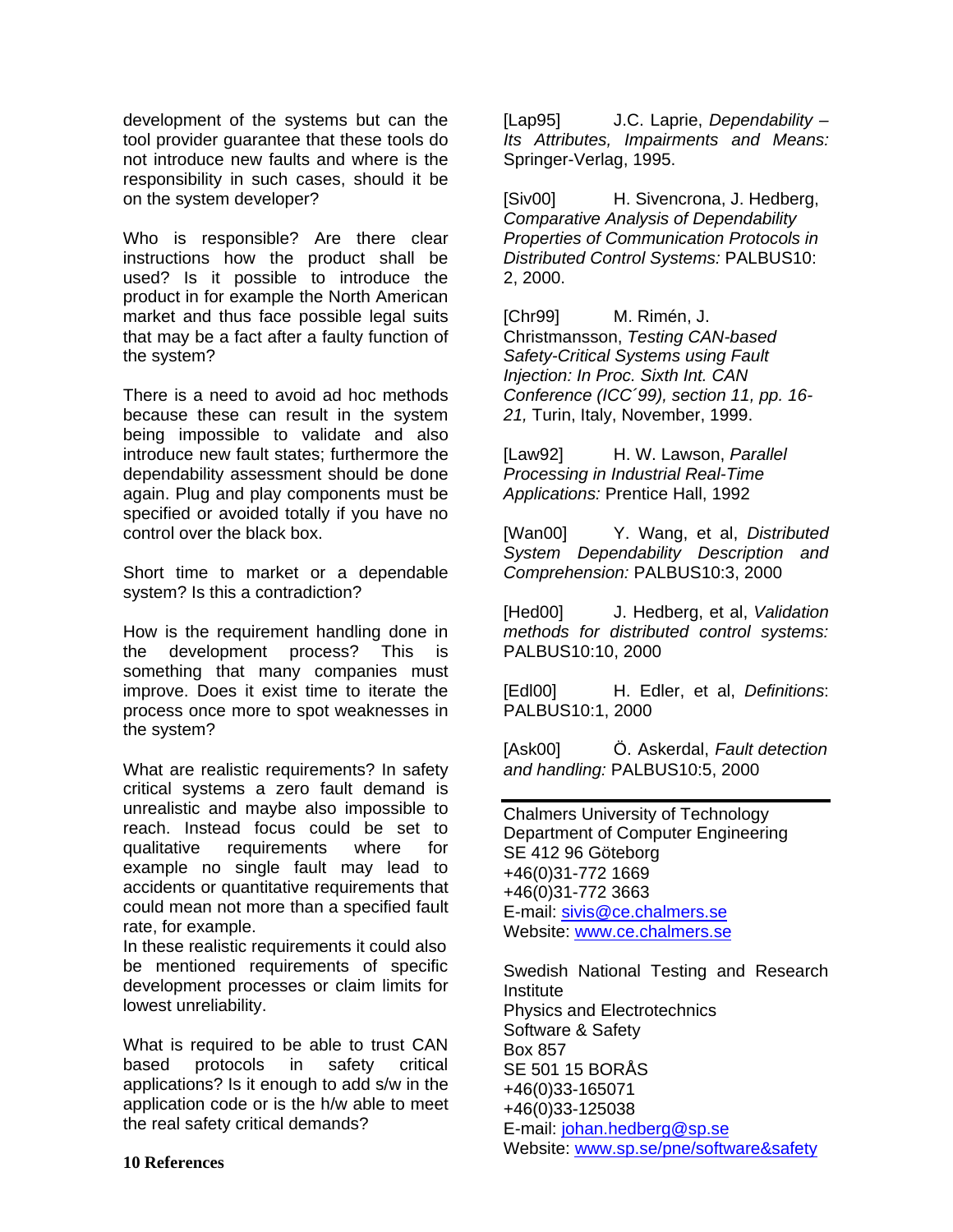development of the systems but can the tool provider guarantee that these tools do not introduce new faults and where is the responsibility in such cases, should it be on the system developer?

Who is responsible? Are there clear instructions how the product shall be used? Is it possible to introduce the product in for example the North American market and thus face possible legal suits that may be a fact after a faulty function of the system?

There is a need to avoid ad hoc methods because these can result in the system being impossible to validate and also introduce new fault states; furthermore the dependability assessment should be done again. Plug and play components must be specified or avoided totally if you have no control over the black box.

Short time to market or a dependable system? Is this a contradiction?

How is the requirement handling done in the development process? This is something that many companies must improve. Does it exist time to iterate the process once more to spot weaknesses in the system?

What are realistic requirements? In safety critical systems a zero fault demand is unrealistic and maybe also impossible to reach. Instead focus could be set to qualitative requirements where for example no single fault may lead to accidents or quantitative requirements that could mean not more than a specified fault rate, for example.
In these realistic requirements it could also be mentioned requirements of specific development processes or claim limits for lowest unreliability.

What is required to be able to trust CAN based protocols in safety critical applications? Is it enough to add s/w in the application code or is the h/w able to meet the real safety critical demands?

## 10 References

[Lap95] J.C. Laprie, *Dependability – Its Attributes, Impairments and Means:* Springer-Verlag, 1995.

[Siv00] H. Sivencrona, J. Hedberg, *Comparative Analysis of Dependability Properties of Communication Protocols in Distributed Control Systems:* PALBUS10: 2, 2000.

[Chr99] M. Rimén, J. Christmansson, *Testing CAN-based Safety-Critical Systems using Fault Injection: In Proc. Sixth Int. CAN Conference (ICC´99), section 11, pp. 16-21,* Turin, Italy, November, 1999.

[Law92] H. W. Lawson, *Parallel Processing in Industrial Real-Time Applications:* Prentice Hall, 1992

[Wan00] Y. Wang, et al, *Distributed System Dependability Description and Comprehension:* PALBUS10:3, 2000

[Hed00] J. Hedberg, et al, *Validation methods for distributed control systems:* PALBUS10:10, 2000

[Edl00] H. Edler, et al, *Definitions*: PALBUS10:1, 2000

[Ask00] Ö. Askerdal, *Fault detection and handling:* PALBUS10:5, 2000

---

Chalmers University of Technology
Department of Computer Engineering
SE 412 96 Göteborg
+46(0)31-772 1669
+46(0)31-772 3663
E-mail: sivis@ce.chalmers.se
Website: www.ce.chalmers.se

Swedish National Testing and Research Institute
Physics and Electrotechnics
Software & Safety
Box 857
SE 501 15 BORÅS
+46(0)33-165071
+46(0)33-125038
E-mail: johan.hedberg@sp.se
Website: www.sp.se/pne/software&safety